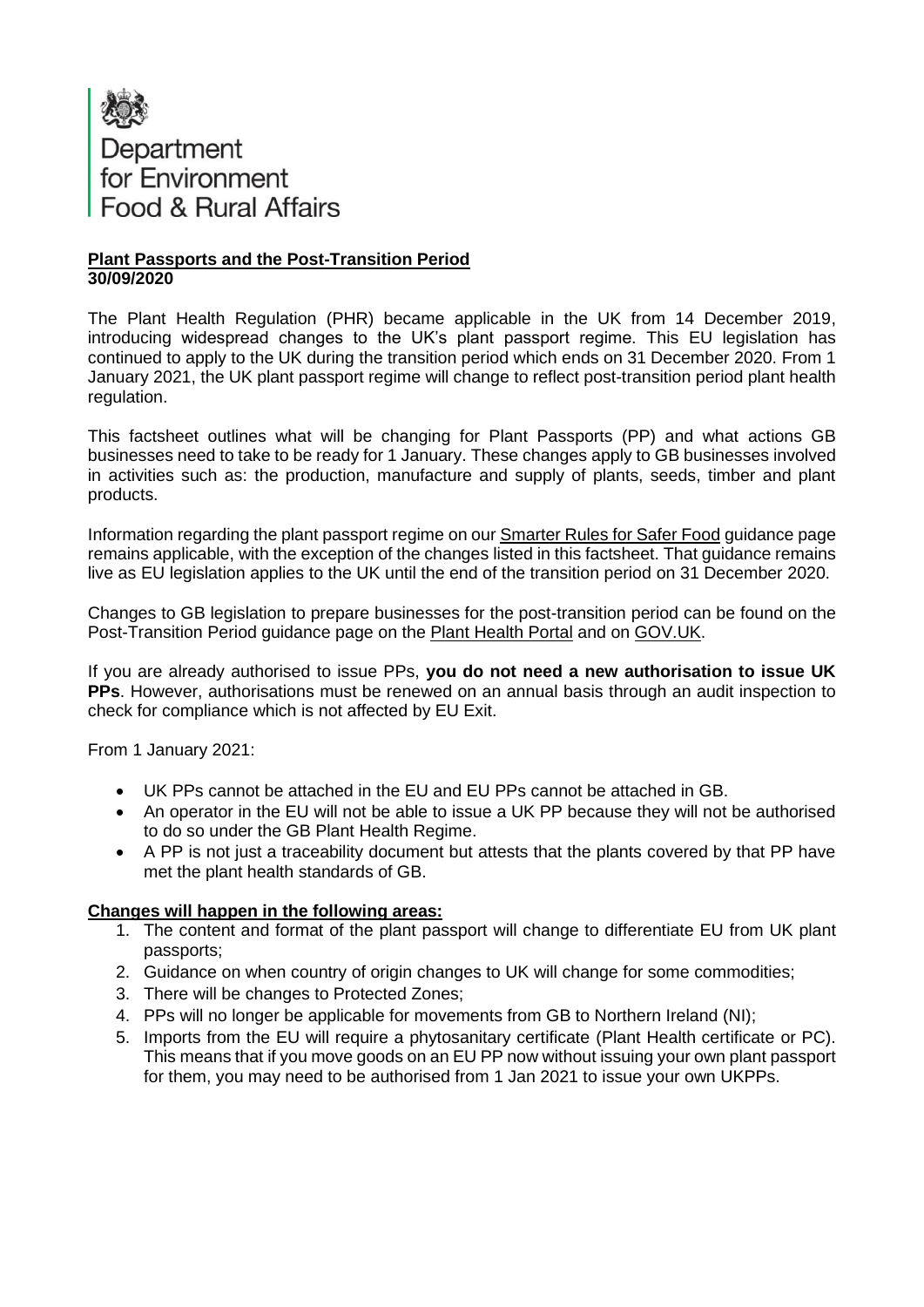Department for Environment Food & Rural Affairs

## Plant Passports and the Post-Transition Period

**30/09/2020**

The Plant Health Regulation (PHR) became applicable in the UK from 14 December 2019, introducing widespread changes to the UK's plant passport regime. This EU legislation has continued to apply to the UK during the transition period which ends on 31 December 2020. From 1 January 2021, the UK plant passport regime will change to reflect post-transition period plant health regulation.

This factsheet outlines what will be changing for Plant Passports (PP) and what actions GB businesses need to take to be ready for 1 January. These changes apply to GB businesses involved in activities such as: the production, manufacture and supply of plants, seeds, timber and plant products.

Information regarding the plant passport regime on our Smarter Rules for Safer Food guidance page remains applicable, with the exception of the changes listed in this factsheet. That guidance remains live as EU legislation applies to the UK until the end of the transition period on 31 December 2020.

Changes to GB legislation to prepare businesses for the post-transition period can be found on the Post-Transition Period guidance page on the Plant Health Portal and on GOV.UK.

If you are already authorised to issue PPs, **you do not need a new authorisation to issue UK PPs**. However, authorisations must be renewed on an annual basis through an audit inspection to check for compliance which is not affected by EU Exit.

From 1 January 2021:

- UK PPs cannot be attached in the EU and EU PPs cannot be attached in GB.
- An operator in the EU will not be able to issue a UK PP because they will not be authorised to do so under the GB Plant Health Regime.
- A PP is not just a traceability document but attests that the plants covered by that PP have met the plant health standards of GB.

### Changes will happen in the following areas:

1. The content and format of the plant passport will change to differentiate EU from UK plant passports;
2. Guidance on when country of origin changes to UK will change for some commodities;
3. There will be changes to Protected Zones;
4. PPs will no longer be applicable for movements from GB to Northern Ireland (NI);
5. Imports from the EU will require a phytosanitary certificate (Plant Health certificate or PC). This means that if you move goods on an EU PP now without issuing your own plant passport for them, you may need to be authorised from 1 Jan 2021 to issue your own UKPPs.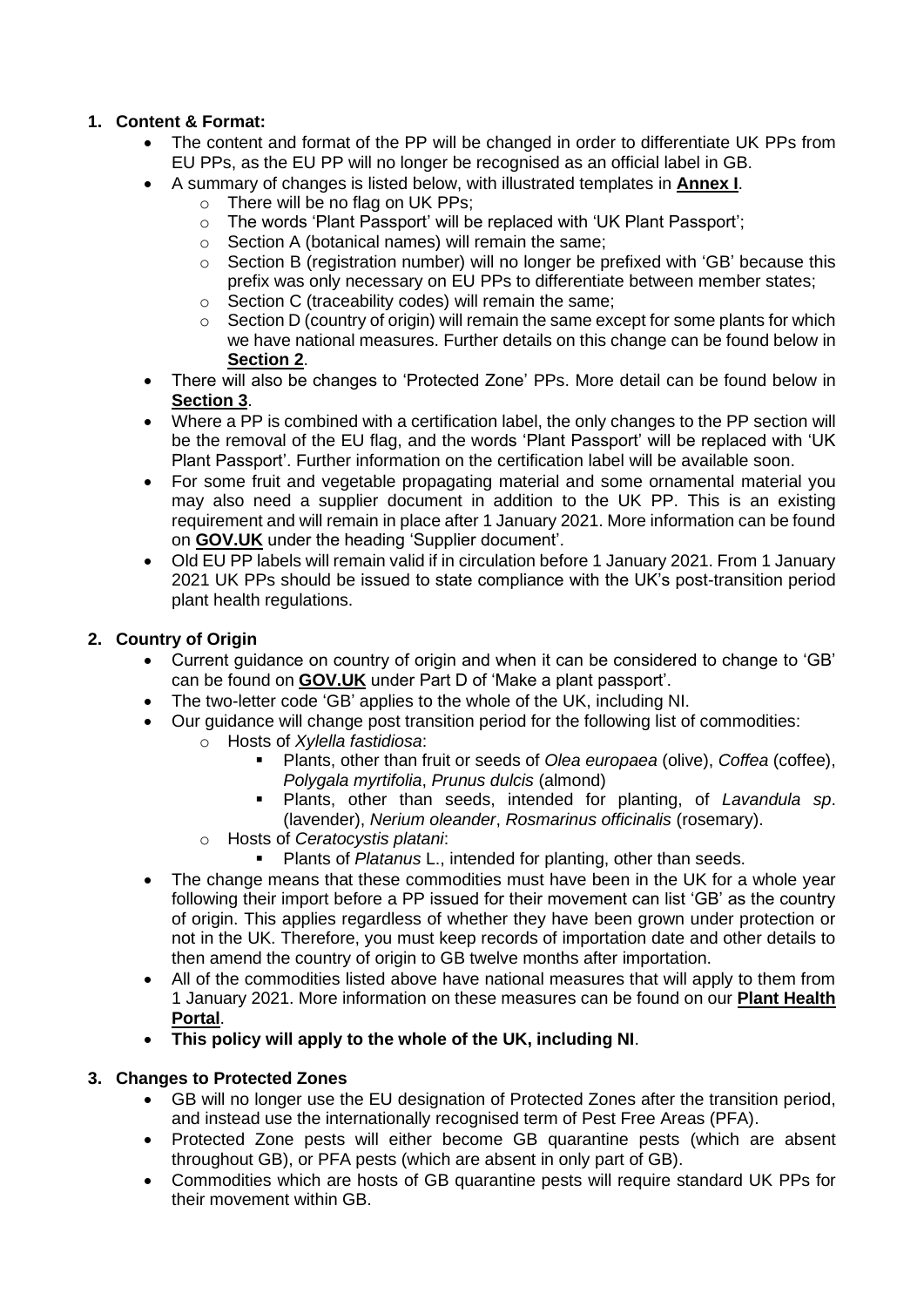1. **Content & Format:**
    - The content and format of the PP will be changed in order to differentiate UK PPs from EU PPs, as the EU PP will no longer be recognised as an official label in GB.
    - A summary of changes is listed below, with illustrated templates in **Annex I**.
        - There will be no flag on UK PPs;
        - The words 'Plant Passport' will be replaced with 'UK Plant Passport';
        - Section A (botanical names) will remain the same;
        - Section B (registration number) will no longer be prefixed with 'GB' because this prefix was only necessary on EU PPs to differentiate between member states;
        - Section C (traceability codes) will remain the same;
        - Section D (country of origin) will remain the same except for some plants for which we have national measures. Further details on this change can be found below in **Section 2**.
    - There will also be changes to 'Protected Zone' PPs. More detail can be found below in **Section 3**.
    - Where a PP is combined with a certification label, the only changes to the PP section will be the removal of the EU flag, and the words 'Plant Passport' will be replaced with 'UK Plant Passport'. Further information on the certification label will be available soon.
    - For some fruit and vegetable propagating material and some ornamental material you may also need a supplier document in addition to the UK PP. This is an existing requirement and will remain in place after 1 January 2021. More information can be found on **GOV.UK** under the heading 'Supplier document'.
    - Old EU PP labels will remain valid if in circulation before 1 January 2021. From 1 January 2021 UK PPs should be issued to state compliance with the UK's post-transition period plant health regulations.

2. **Country of Origin**
    - Current guidance on country of origin and when it can be considered to change to 'GB' can be found on **GOV.UK** under Part D of 'Make a plant passport'.
    - The two-letter code 'GB' applies to the whole of the UK, including NI.
    - Our guidance will change post transition period for the following list of commodities:
        - Hosts of *Xylella fastidiosa*:
            - Plants, other than fruit or seeds of *Olea europaea* (olive), *Coffea* (coffee), *Polygala myrtifolia*, *Prunus dulcis* (almond)
            - Plants, other than seeds, intended for planting, of *Lavandula sp*. (lavender), *Nerium oleander*, *Rosmarinus officinalis* (rosemary).
        - Hosts of *Ceratocystis platani*:
            - Plants of *Platanus* L., intended for planting, other than seeds.
    - The change means that these commodities must have been in the UK for a whole year following their import before a PP issued for their movement can list 'GB' as the country of origin. This applies regardless of whether they have been grown under protection or not in the UK. Therefore, you must keep records of importation date and other details to then amend the country of origin to GB twelve months after importation.
    - All of the commodities listed above have national measures that will apply to them from 1 January 2021. More information on these measures can be found on our **Plant Health Portal**.
    - **This policy will apply to the whole of the UK, including NI**.

3. **Changes to Protected Zones**
    - GB will no longer use the EU designation of Protected Zones after the transition period, and instead use the internationally recognised term of Pest Free Areas (PFA).
    - Protected Zone pests will either become GB quarantine pests (which are absent throughout GB), or PFA pests (which are absent in only part of GB).
    - Commodities which are hosts of GB quarantine pests will require standard UK PPs for their movement within GB.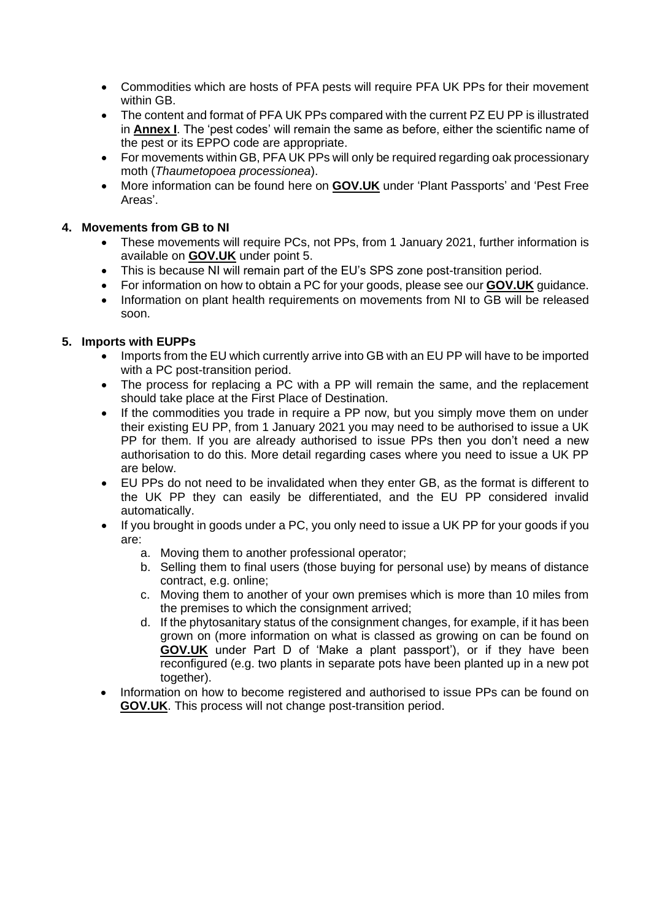- Commodities which are hosts of PFA pests will require PFA UK PPs for their movement within GB.
- The content and format of PFA UK PPs compared with the current PZ EU PP is illustrated in **Annex I**. The 'pest codes' will remain the same as before, either the scientific name of the pest or its EPPO code are appropriate.
- For movements within GB, PFA UK PPs will only be required regarding oak processionary moth (*Thaumetopoea processionea*).
- More information can be found here on **GOV.UK** under 'Plant Passports' and 'Pest Free Areas'.

## 4. Movements from GB to NI

- These movements will require PCs, not PPs, from 1 January 2021, further information is available on **GOV.UK** under point 5.
- This is because NI will remain part of the EU's SPS zone post-transition period.
- For information on how to obtain a PC for your goods, please see our **GOV.UK** guidance.
- Information on plant health requirements on movements from NI to GB will be released soon.

## 5. Imports with EUPPs

- Imports from the EU which currently arrive into GB with an EU PP will have to be imported with a PC post-transition period.
- The process for replacing a PC with a PP will remain the same, and the replacement should take place at the First Place of Destination.
- If the commodities you trade in require a PP now, but you simply move them on under their existing EU PP, from 1 January 2021 you may need to be authorised to issue a UK PP for them. If you are already authorised to issue PPs then you don't need a new authorisation to do this. More detail regarding cases where you need to issue a UK PP are below.
- EU PPs do not need to be invalidated when they enter GB, as the format is different to the UK PP they can easily be differentiated, and the EU PP considered invalid automatically.
- If you brought in goods under a PC, you only need to issue a UK PP for your goods if you are:
    a. Moving them to another professional operator;
    b. Selling them to final users (those buying for personal use) by means of distance contract, e.g. online;
    c. Moving them to another of your own premises which is more than 10 miles from the premises to which the consignment arrived;
    d. If the phytosanitary status of the consignment changes, for example, if it has been grown on (more information on what is classed as growing on can be found on **GOV.UK** under Part D of 'Make a plant passport'), or if they have been reconfigured (e.g. two plants in separate pots have been planted up in a new pot together).
- Information on how to become registered and authorised to issue PPs can be found on **GOV.UK**. This process will not change post-transition period.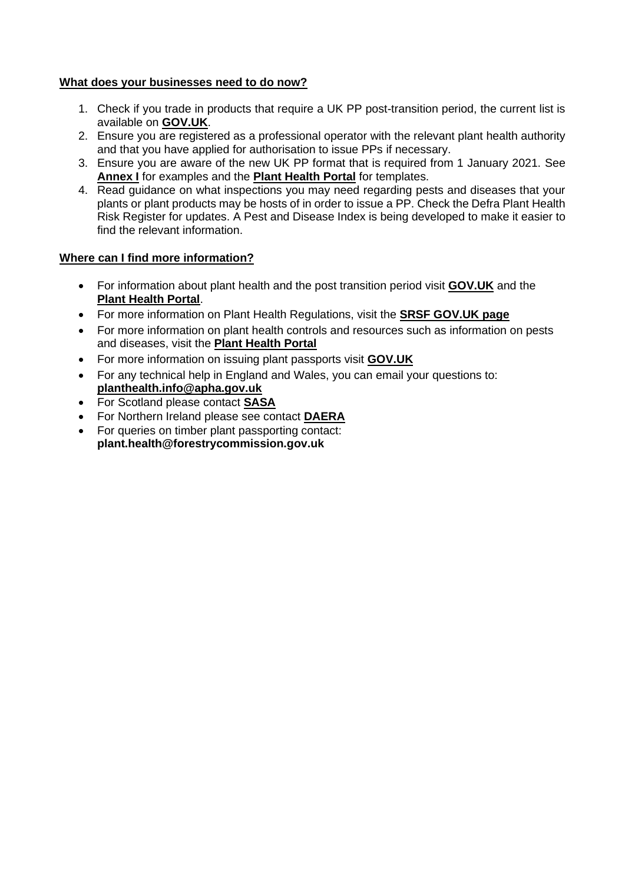**What does your businesses need to do now?**

1. Check if you trade in products that require a UK PP post-transition period, the current list is available on **GOV.UK**.
2. Ensure you are registered as a professional operator with the relevant plant health authority and that you have applied for authorisation to issue PPs if necessary.
3. Ensure you are aware of the new UK PP format that is required from 1 January 2021. See **Annex I** for examples and the **Plant Health Portal** for templates.
4. Read guidance on what inspections you may need regarding pests and diseases that your plants or plant products may be hosts of in order to issue a PP. Check the Defra Plant Health Risk Register for updates. A Pest and Disease Index is being developed to make it easier to find the relevant information.

**Where can I find more information?**

- For information about plant health and the post transition period visit **GOV.UK** and the **Plant Health Portal**.
- For more information on Plant Health Regulations, visit the **SRSF GOV.UK page**
- For more information on plant health controls and resources such as information on pests and diseases, visit the **Plant Health Portal**
- For more information on issuing plant passports visit **GOV.UK**
- For any technical help in England and Wales, you can email your questions to: **planthealth.info@apha.gov.uk**
- For Scotland please contact **SASA**
- For Northern Ireland please see contact **DAERA**
- For queries on timber plant passporting contact: **plant.health@forestrycommission.gov.uk**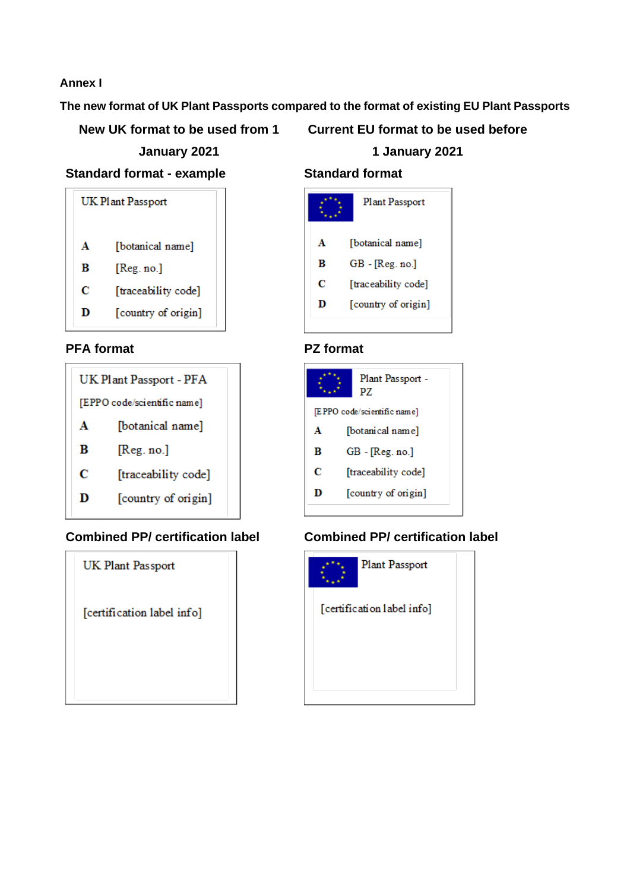**Annex I**

**The new format of UK Plant Passports compared to the format of existing EU Plant Passports**

| **New UK format to be used from 1 January 2021** | **Current EU format to be used before 1 January 2021** |
|---|---|
| **Standard format - example** | **Standard format** |
| UK Plant Passport<br>A [botanical name]<br>B [Reg. no.]<br>C [traceability code]<br>D [country of origin] | Plant Passport<br>A [botanical name]<br>B GB - [Reg. no.]<br>C [traceability code]<br>D [country of origin] |
| **PFA format** | **PZ format** |
| UK Plant Passport - PFA<br>[EPPO code/scientific name]<br>A [botanical name]<br>B [Reg. no.]<br>C [traceability code]<br>D [country of origin] | Plant Passport - PZ<br>[EPPO code/scientific name]<br>A [botanical name]<br>B GB - [Reg. no.]<br>C [traceability code]<br>D [country of origin] |
| **Combined PP/ certification label** | **Combined PP/ certification label** |
| UK Plant Passport<br>[certification label info] | Plant Passport<br>[certification label info] |